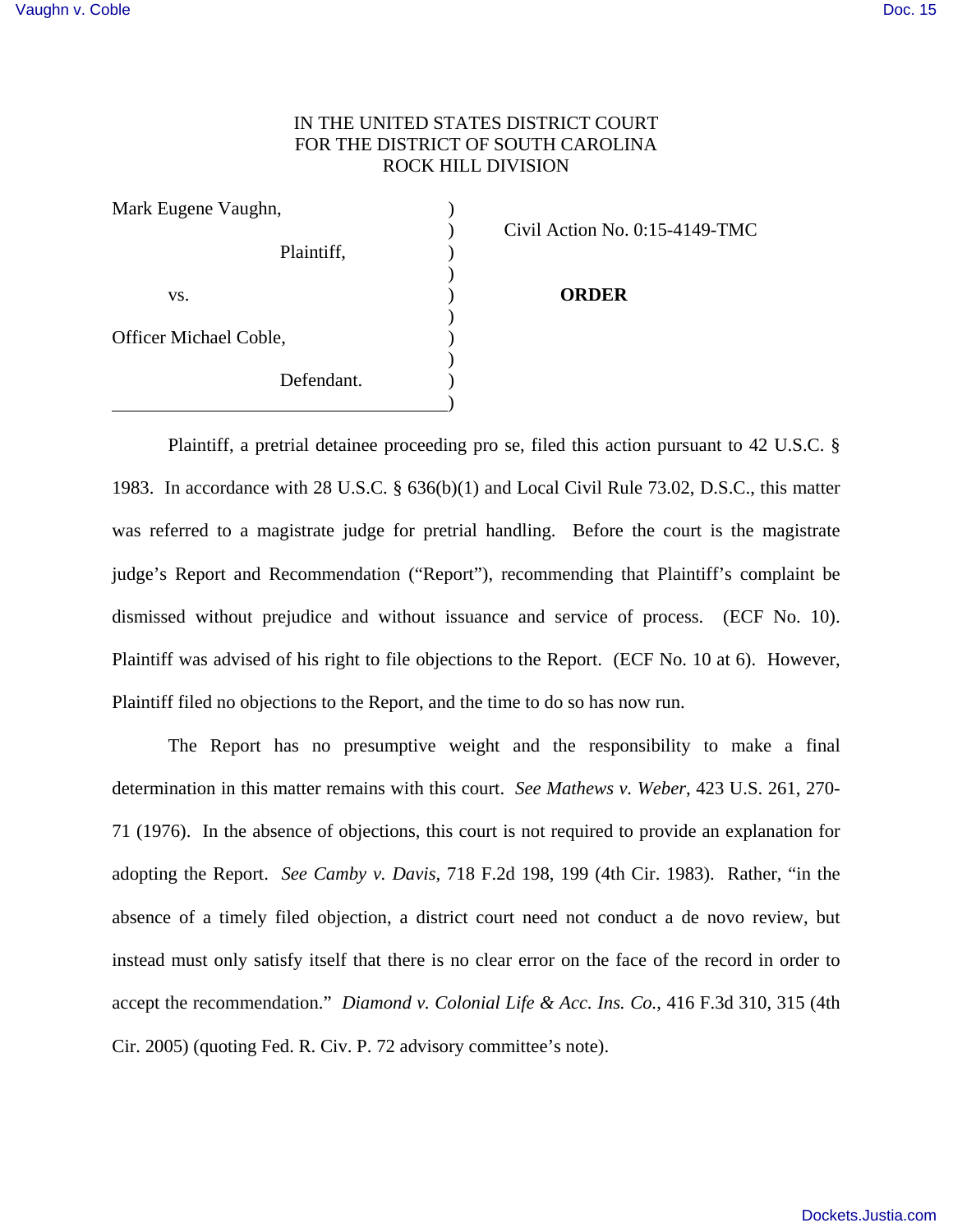IN THE UNITED STATES DISTRICT COURT
FOR THE DISTRICT OF SOUTH CAROLINA
ROCK HILL DIVISION

| | | |
|---|---|---|
| Mark Eugene Vaughn, | ) | |
| | ) | Civil Action No. 0:15-4149-TMC |
| Plaintiff, | ) | |
| | ) | |
| vs. | ) | **ORDER** |
| | ) | |
| Officer Michael Coble, | ) | |
| | ) | |
| Defendant. | ) | |
| | ) | |

Plaintiff, a pretrial detainee proceeding pro se, filed this action pursuant to 42 U.S.C. § 1983. In accordance with 28 U.S.C. § 636(b)(1) and Local Civil Rule 73.02, D.S.C., this matter was referred to a magistrate judge for pretrial handling. Before the court is the magistrate judge's Report and Recommendation ("Report"), recommending that Plaintiff's complaint be dismissed without prejudice and without issuance and service of process. (ECF No. 10). Plaintiff was advised of his right to file objections to the Report. (ECF No. 10 at 6). However, Plaintiff filed no objections to the Report, and the time to do so has now run.

The Report has no presumptive weight and the responsibility to make a final determination in this matter remains with this court. *See Mathews v. Weber*, 423 U.S. 261, 270-71 (1976). In the absence of objections, this court is not required to provide an explanation for adopting the Report. *See Camby v. Davis*, 718 F.2d 198, 199 (4th Cir. 1983). Rather, "in the absence of a timely filed objection, a district court need not conduct a de novo review, but instead must only satisfy itself that there is no clear error on the face of the record in order to accept the recommendation." *Diamond v. Colonial Life & Acc. Ins. Co.*, 416 F.3d 310, 315 (4th Cir. 2005) (quoting Fed. R. Civ. P. 72 advisory committee's note).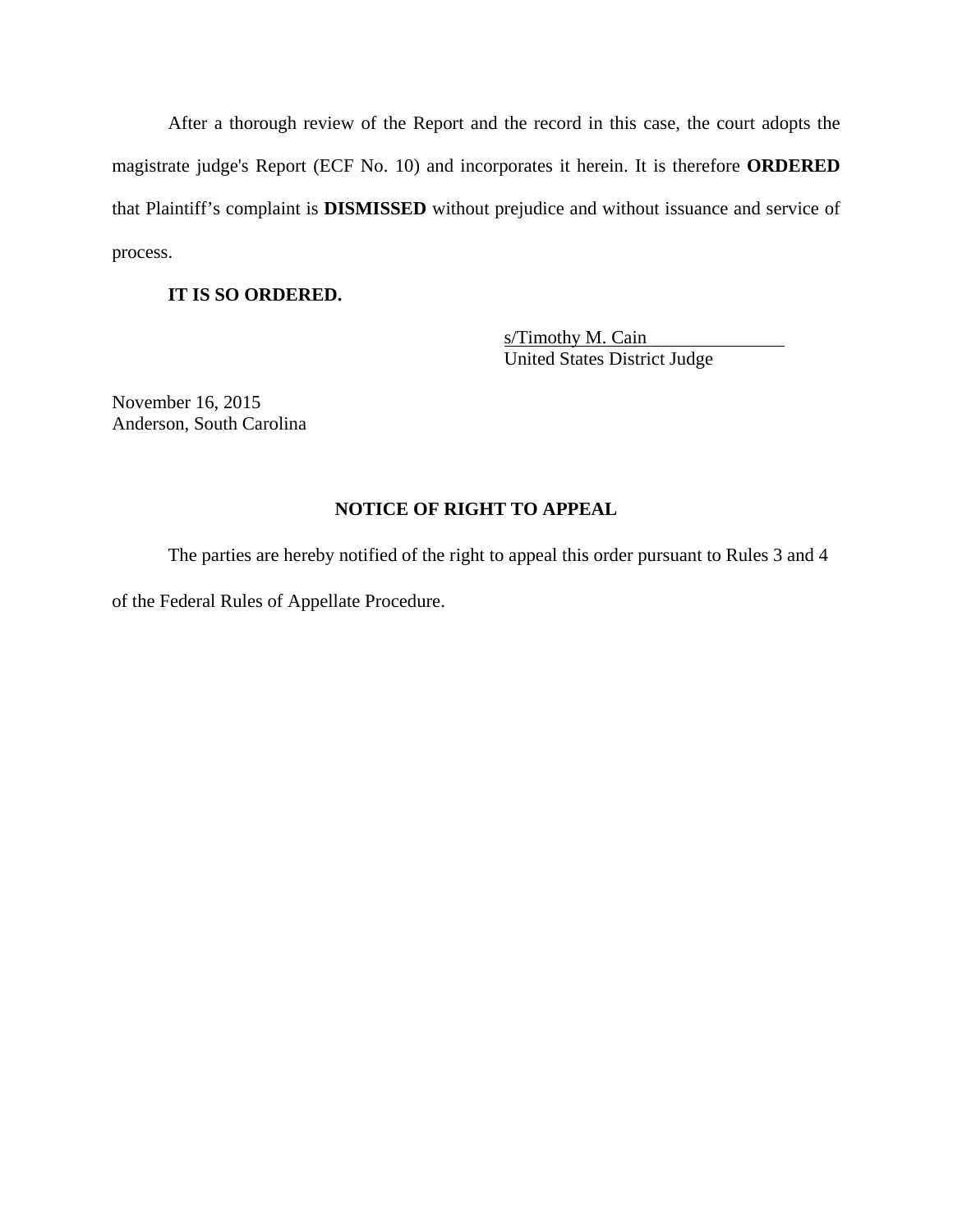After a thorough review of the Report and the record in this case, the court adopts the magistrate judge's Report (ECF No. 10) and incorporates it herein. It is therefore **ORDERED** that Plaintiff's complaint is **DISMISSED** without prejudice and without issuance and service of process.

**IT IS SO ORDERED.**

s/Timothy M. Cain
United States District Judge

November 16, 2015
Anderson, South Carolina

**NOTICE OF RIGHT TO APPEAL**

The parties are hereby notified of the right to appeal this order pursuant to Rules 3 and 4 of the Federal Rules of Appellate Procedure.